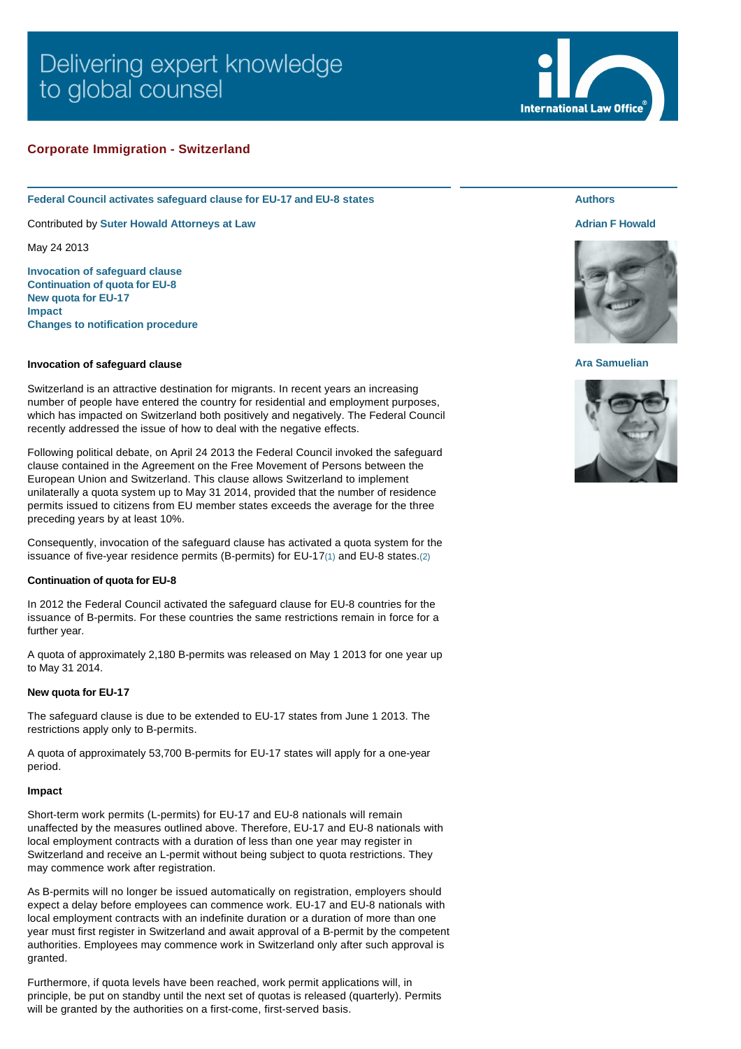# Corporate Immigration - Switzerland

## Federal Council activates safeguard clause for EU-17 and EU-8 states

Contributed by **Suter Howald Attorneys at Law**

May 24 2013

**Authors**

**Adrian F Howald**

**Ara Samuelian**

- Invocation of safeguard clause
- Continuation of quota for EU-8
- New quota for EU-17
- Impact
- Changes to notification procedure

### Invocation of safeguard clause

Switzerland is an attractive destination for migrants. In recent years an increasing number of people have entered the country for residential and employment purposes, which has impacted on Switzerland both positively and negatively. The Federal Council recently addressed the issue of how to deal with the negative effects.

Following political debate, on April 24 2013 the Federal Council invoked the safeguard clause contained in the Agreement on the Free Movement of Persons between the European Union and Switzerland. This clause allows Switzerland to implement unilaterally a quota system up to May 31 2014, provided that the number of residence permits issued to citizens from EU member states exceeds the average for the three preceding years by at least 10%.

Consequently, invocation of the safeguard clause has activated a quota system for the issuance of five-year residence permits (B-permits) for EU-17(1) and EU-8 states.(2)

### Continuation of quota for EU-8

In 2012 the Federal Council activated the safeguard clause for EU-8 countries for the issuance of B-permits. For these countries the same restrictions remain in force for a further year.

A quota of approximately 2,180 B-permits was released on May 1 2013 for one year up to May 31 2014.

### New quota for EU-17

The safeguard clause is due to be extended to EU-17 states from June 1 2013. The restrictions apply only to B-permits.

A quota of approximately 53,700 B-permits for EU-17 states will apply for a one-year period.

### Impact

Short-term work permits (L-permits) for EU-17 and EU-8 nationals will remain unaffected by the measures outlined above. Therefore, EU-17 and EU-8 nationals with local employment contracts with a duration of less than one year may register in Switzerland and receive an L-permit without being subject to quota restrictions. They may commence work after registration.

As B-permits will no longer be issued automatically on registration, employers should expect a delay before employees can commence work. EU-17 and EU-8 nationals with local employment contracts with an indefinite duration or a duration of more than one year must first register in Switzerland and await approval of a B-permit by the competent authorities. Employees may commence work in Switzerland only after such approval is granted.

Furthermore, if quota levels have been reached, work permit applications will, in principle, be put on standby until the next set of quotas is released (quarterly). Permits will be granted by the authorities on a first-come, first-served basis.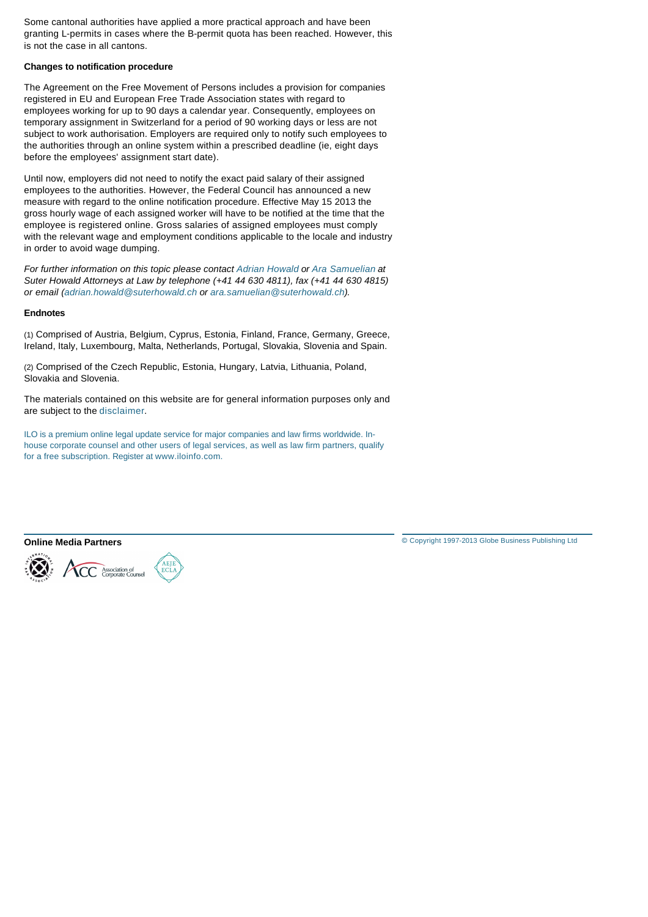Some cantonal authorities have applied a more practical approach and have been granting L-permits in cases where the B-permit quota has been reached. However, this is not the case in all cantons.

**Changes to notification procedure**

The Agreement on the Free Movement of Persons includes a provision for companies registered in EU and European Free Trade Association states with regard to employees working for up to 90 days a calendar year. Consequently, employees on temporary assignment in Switzerland for a period of 90 working days or less are not subject to work authorisation. Employers are required only to notify such employees to the authorities through an online system within a prescribed deadline (ie, eight days before the employees' assignment start date).

Until now, employers did not need to notify the exact paid salary of their assigned employees to the authorities. However, the Federal Council has announced a new measure with regard to the online notification procedure. Effective May 15 2013 the gross hourly wage of each assigned worker will have to be notified at the time that the employee is registered online. Gross salaries of assigned employees must comply with the relevant wage and employment conditions applicable to the locale and industry in order to avoid wage dumping.

*For further information on this topic please contact Adrian Howald or Ara Samuelian at Suter Howald Attorneys at Law by telephone (+41 44 630 4811), fax (+41 44 630 4815) or email (adrian.howald@suterhowald.ch or ara.samuelian@suterhowald.ch).*

**Endnotes**

(1) Comprised of Austria, Belgium, Cyprus, Estonia, Finland, France, Germany, Greece, Ireland, Italy, Luxembourg, Malta, Netherlands, Portugal, Slovakia, Slovenia and Spain.

(2) Comprised of the Czech Republic, Estonia, Hungary, Latvia, Lithuania, Poland, Slovakia and Slovenia.

The materials contained on this website are for general information purposes only and are subject to the disclaimer.

ILO is a premium online legal update service for major companies and law firms worldwide. In-house corporate counsel and other users of legal services, as well as law firm partners, qualify for a free subscription. Register at www.iloinfo.com.

**Online Media Partners**

© Copyright 1997-2013 Globe Business Publishing Ltd